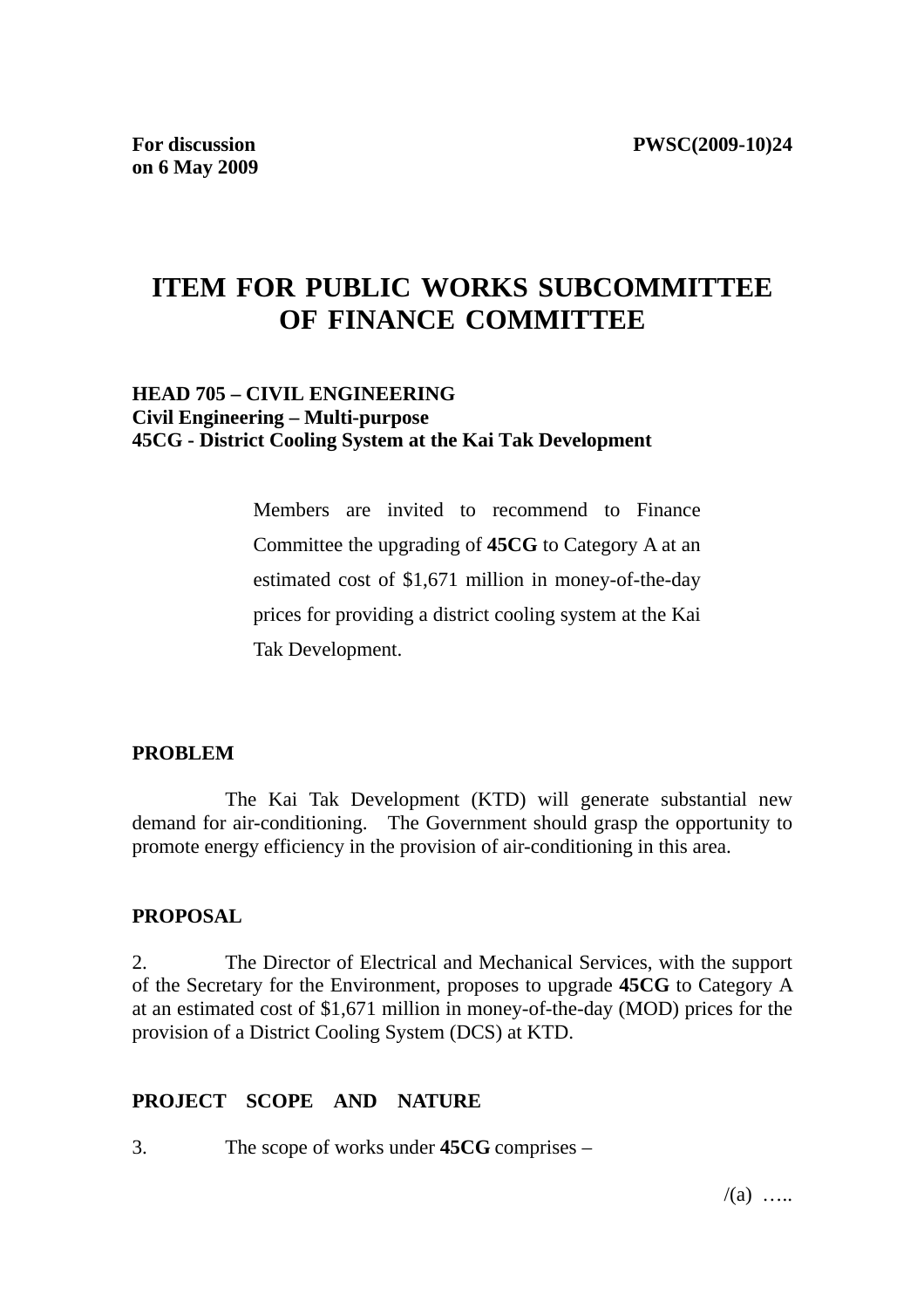**For discussion on 6 May 2009**

**PWSC(2009-10)24**

# ITEM FOR PUBLIC WORKS SUBCOMMITTEE OF FINANCE COMMITTEE

**HEAD 705 – CIVIL ENGINEERING**
**Civil Engineering – Multi-purpose**
**45CG - District Cooling System at the Kai Tak Development**

> Members are invited to recommend to Finance Committee the upgrading of **45CG** to Category A at an estimated cost of $1,671 million in money-of-the-day prices for providing a district cooling system at the Kai Tak Development.

## PROBLEM

The Kai Tak Development (KTD) will generate substantial new demand for air-conditioning. The Government should grasp the opportunity to promote energy efficiency in the provision of air-conditioning in this area.

## PROPOSAL

2. The Director of Electrical and Mechanical Services, with the support of the Secretary for the Environment, proposes to upgrade **45CG** to Category A at an estimated cost of $1,671 million in money-of-the-day (MOD) prices for the provision of a District Cooling System (DCS) at KTD.

## PROJECT SCOPE AND NATURE

3. The scope of works under **45CG** comprises –

/(a) …..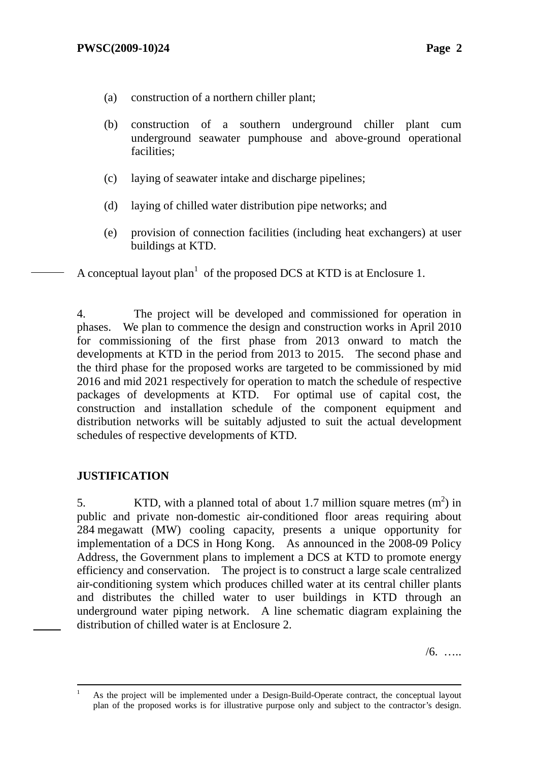(a) construction of a northern chiller plant;

(b) construction of a southern underground chiller plant cum underground seawater pumphouse and above-ground operational facilities;

(c) laying of seawater intake and discharge pipelines;

(d) laying of chilled water distribution pipe networks; and

(e) provision of connection facilities (including heat exchangers) at user buildings at KTD.

A conceptual layout plan[1] of the proposed DCS at KTD is at Enclosure 1.

4. The project will be developed and commissioned for operation in phases. We plan to commence the design and construction works in April 2010 for commissioning of the first phase from 2013 onward to match the developments at KTD in the period from 2013 to 2015. The second phase and the third phase for the proposed works are targeted to be commissioned by mid 2016 and mid 2021 respectively for operation to match the schedule of respective packages of developments at KTD. For optimal use of capital cost, the construction and installation schedule of the component equipment and distribution networks will be suitably adjusted to suit the actual development schedules of respective developments of KTD.

## JUSTIFICATION

5. KTD, with a planned total of about 1.7 million square metres ($m^2$) in public and private non-domestic air-conditioned floor areas requiring about 284 megawatt (MW) cooling capacity, presents a unique opportunity for implementation of a DCS in Hong Kong. As announced in the 2008-09 Policy Address, the Government plans to implement a DCS at KTD to promote energy efficiency and conservation. The project is to construct a large scale centralized air-conditioning system which produces chilled water at its central chiller plants and distributes the chilled water to user buildings in KTD through an underground water piping network. A line schematic diagram explaining the distribution of chilled water is at Enclosure 2.

/6. …..

---

[1] As the project will be implemented under a Design-Build-Operate contract, the conceptual layout plan of the proposed works is for illustrative purpose only and subject to the contractor's design.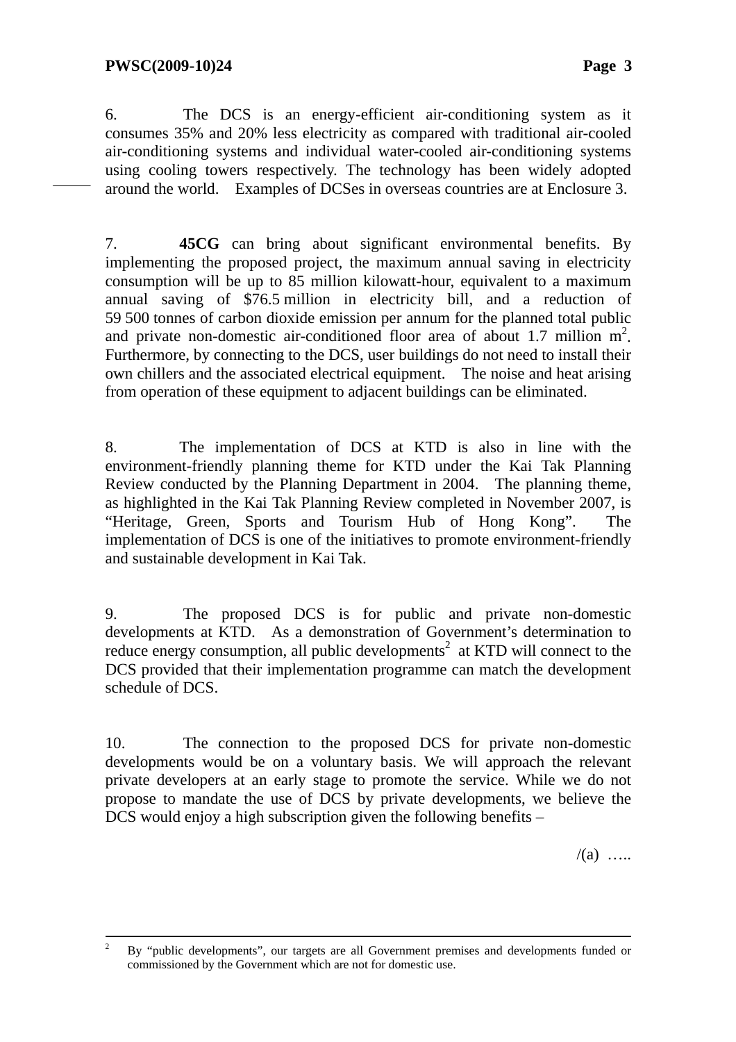6. The DCS is an energy-efficient air-conditioning system as it consumes 35% and 20% less electricity as compared with traditional air-cooled air-conditioning systems and individual water-cooled air-conditioning systems using cooling towers respectively. The technology has been widely adopted around the world. Examples of DCSes in overseas countries are at Enclosure 3.

7. **45CG** can bring about significant environmental benefits. By implementing the proposed project, the maximum annual saving in electricity consumption will be up to 85 million kilowatt-hour, equivalent to a maximum annual saving of $76.5 million in electricity bill, and a reduction of 59 500 tonnes of carbon dioxide emission per annum for the planned total public and private non-domestic air-conditioned floor area of about 1.7 million $m^2$. Furthermore, by connecting to the DCS, user buildings do not need to install their own chillers and the associated electrical equipment. The noise and heat arising from operation of these equipment to adjacent buildings can be eliminated.

8. The implementation of DCS at KTD is also in line with the environment-friendly planning theme for KTD under the Kai Tak Planning Review conducted by the Planning Department in 2004. The planning theme, as highlighted in the Kai Tak Planning Review completed in November 2007, is "Heritage, Green, Sports and Tourism Hub of Hong Kong". The implementation of DCS is one of the initiatives to promote environment-friendly and sustainable development in Kai Tak.

9. The proposed DCS is for public and private non-domestic developments at KTD. As a demonstration of Government's determination to reduce energy consumption, all public developments[2] at KTD will connect to the DCS provided that their implementation programme can match the development schedule of DCS.

10. The connection to the proposed DCS for private non-domestic developments would be on a voluntary basis. We will approach the relevant private developers at an early stage to promote the service. While we do not propose to mandate the use of DCS by private developments, we believe the DCS would enjoy a high subscription given the following benefits –

/(a) …..

---

[2] By "public developments", our targets are all Government premises and developments funded or commissioned by the Government which are not for domestic use.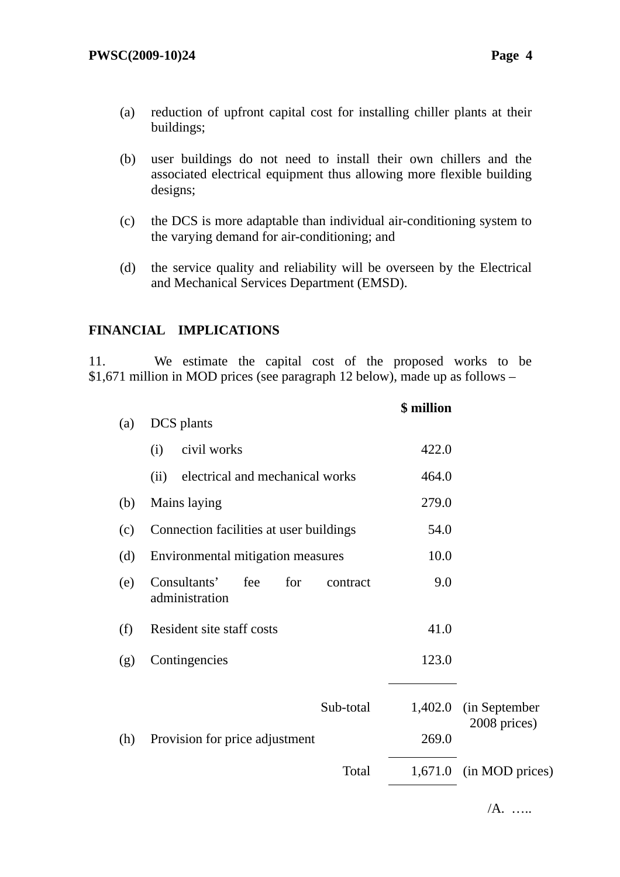(a) reduction of upfront capital cost for installing chiller plants at their buildings;

(b) user buildings do not need to install their own chillers and the associated electrical equipment thus allowing more flexible building designs;

(c) the DCS is more adaptable than individual air-conditioning system to the varying demand for air-conditioning; and

(d) the service quality and reliability will be overseen by the Electrical and Mechanical Services Department (EMSD).

**FINANCIAL IMPLICATIONS**

11. We estimate the capital cost of the proposed works to be $1,671 million in MOD prices (see paragraph 12 below), made up as follows –

| | | $ million | |
|---|---|---|---|
| (a) | DCS plants | | |
| | (i) civil works | 422.0 | |
| | (ii) electrical and mechanical works | 464.0 | |
| (b) | Mains laying | 279.0 | |
| (c) | Connection facilities at user buildings | 54.0 | |
| (d) | Environmental mitigation measures | 10.0 | |
| (e) | Consultants' fee for contract administration | 9.0 | |
| (f) | Resident site staff costs | 41.0 | |
| (g) | Contingencies | 123.0 | |
| | Sub-total | 1,402.0 | (in September 2008 prices) |
| (h) | Provision for price adjustment | 269.0 | |
| | Total | 1,671.0 | (in MOD prices) |

/A. …..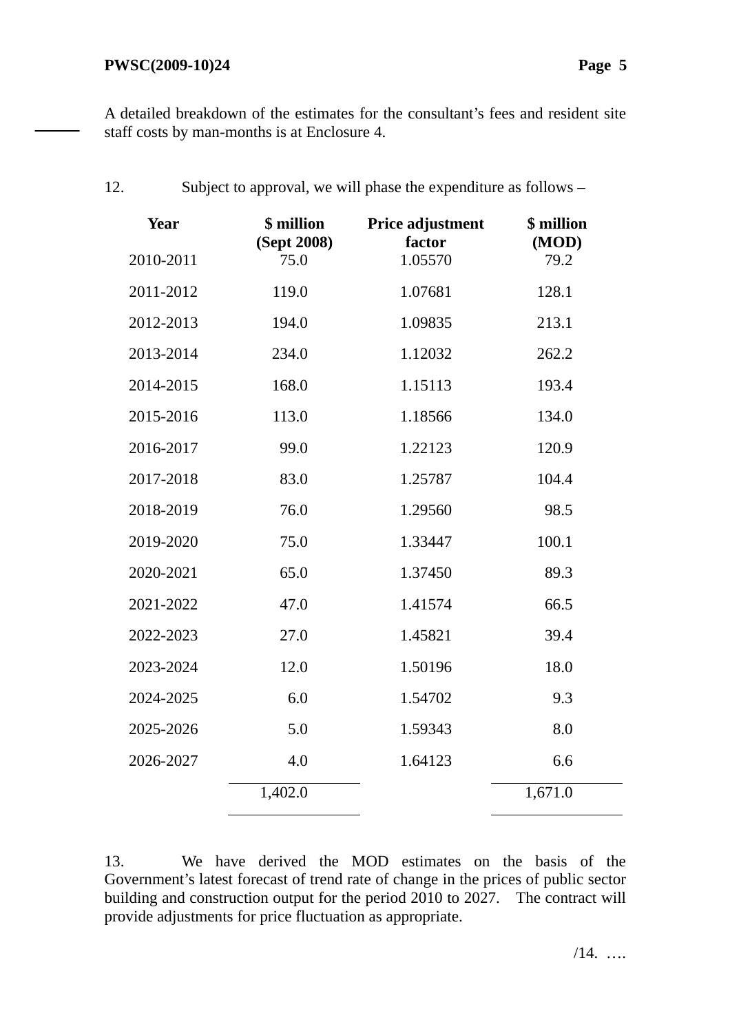A detailed breakdown of the estimates for the consultant's fees and resident site staff costs by man-months is at Enclosure 4.

12. Subject to approval, we will phase the expenditure as follows –

| Year | $ million (Sept 2008) | Price adjustment factor | $ million (MOD) |
|---|---|---|---|
| 2010-2011 | 75.0 | 1.05570 | 79.2 |
| 2011-2012 | 119.0 | 1.07681 | 128.1 |
| 2012-2013 | 194.0 | 1.09835 | 213.1 |
| 2013-2014 | 234.0 | 1.12032 | 262.2 |
| 2014-2015 | 168.0 | 1.15113 | 193.4 |
| 2015-2016 | 113.0 | 1.18566 | 134.0 |
| 2016-2017 | 99.0 | 1.22123 | 120.9 |
| 2017-2018 | 83.0 | 1.25787 | 104.4 |
| 2018-2019 | 76.0 | 1.29560 | 98.5 |
| 2019-2020 | 75.0 | 1.33447 | 100.1 |
| 2020-2021 | 65.0 | 1.37450 | 89.3 |
| 2021-2022 | 47.0 | 1.41574 | 66.5 |
| 2022-2023 | 27.0 | 1.45821 | 39.4 |
| 2023-2024 | 12.0 | 1.50196 | 18.0 |
| 2024-2025 | 6.0 | 1.54702 | 9.3 |
| 2025-2026 | 5.0 | 1.59343 | 8.0 |
| 2026-2027 | 4.0 | 1.64123 | 6.6 |
| | 1,402.0 | | 1,671.0 |

13. We have derived the MOD estimates on the basis of the Government's latest forecast of trend rate of change in the prices of public sector building and construction output for the period 2010 to 2027. The contract will provide adjustments for price fluctuation as appropriate.

/14. ….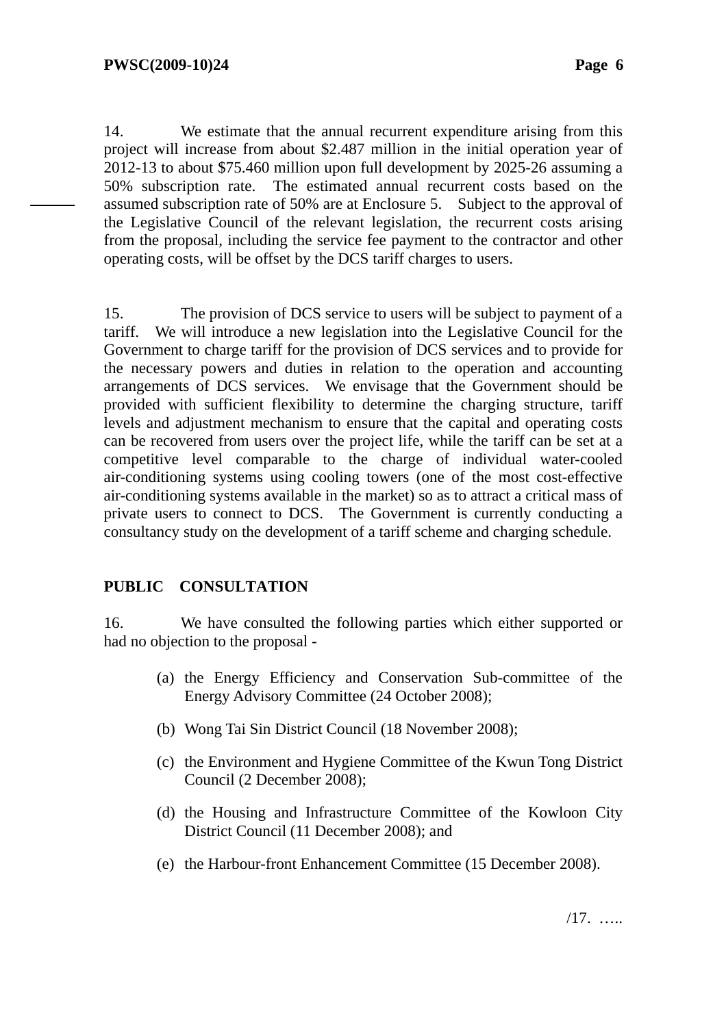14. We estimate that the annual recurrent expenditure arising from this project will increase from about $2.487 million in the initial operation year of 2012-13 to about $75.460 million upon full development by 2025-26 assuming a 50% subscription rate. The estimated annual recurrent costs based on the assumed subscription rate of 50% are at Enclosure 5. Subject to the approval of the Legislative Council of the relevant legislation, the recurrent costs arising from the proposal, including the service fee payment to the contractor and other operating costs, will be offset by the DCS tariff charges to users.

15. The provision of DCS service to users will be subject to payment of a tariff. We will introduce a new legislation into the Legislative Council for the Government to charge tariff for the provision of DCS services and to provide for the necessary powers and duties in relation to the operation and accounting arrangements of DCS services. We envisage that the Government should be provided with sufficient flexibility to determine the charging structure, tariff levels and adjustment mechanism to ensure that the capital and operating costs can be recovered from users over the project life, while the tariff can be set at a competitive level comparable to the charge of individual water-cooled air-conditioning systems using cooling towers (one of the most cost-effective air-conditioning systems available in the market) so as to attract a critical mass of private users to connect to DCS. The Government is currently conducting a consultancy study on the development of a tariff scheme and charging schedule.

**PUBLIC CONSULTATION**

16. We have consulted the following parties which either supported or had no objection to the proposal -

(a) the Energy Efficiency and Conservation Sub-committee of the Energy Advisory Committee (24 October 2008);

(b) Wong Tai Sin District Council (18 November 2008);

(c) the Environment and Hygiene Committee of the Kwun Tong District Council (2 December 2008);

(d) the Housing and Infrastructure Committee of the Kowloon City District Council (11 December 2008); and

(e) the Harbour-front Enhancement Committee (15 December 2008).

/17. …..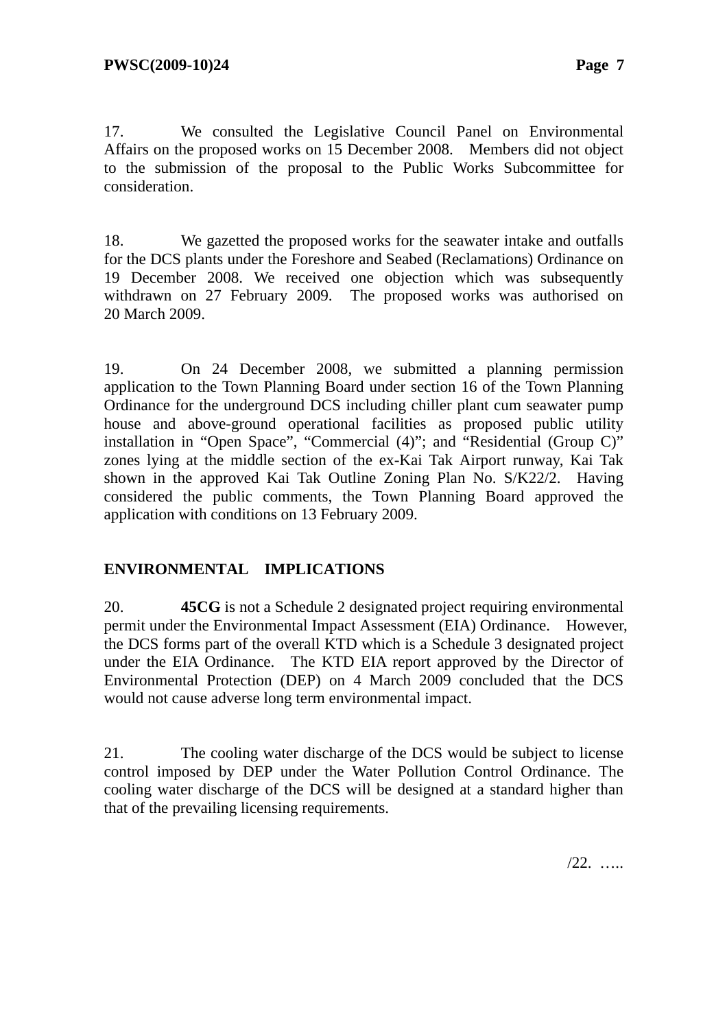17. We consulted the Legislative Council Panel on Environmental Affairs on the proposed works on 15 December 2008. Members did not object to the submission of the proposal to the Public Works Subcommittee for consideration.

18. We gazetted the proposed works for the seawater intake and outfalls for the DCS plants under the Foreshore and Seabed (Reclamations) Ordinance on 19 December 2008. We received one objection which was subsequently withdrawn on 27 February 2009. The proposed works was authorised on 20 March 2009.

19. On 24 December 2008, we submitted a planning permission application to the Town Planning Board under section 16 of the Town Planning Ordinance for the underground DCS including chiller plant cum seawater pump house and above-ground operational facilities as proposed public utility installation in "Open Space", "Commercial (4)"; and "Residential (Group C)" zones lying at the middle section of the ex-Kai Tak Airport runway, Kai Tak shown in the approved Kai Tak Outline Zoning Plan No. S/K22/2. Having considered the public comments, the Town Planning Board approved the application with conditions on 13 February 2009.

## ENVIRONMENTAL IMPLICATIONS

20. **45CG** is not a Schedule 2 designated project requiring environmental permit under the Environmental Impact Assessment (EIA) Ordinance. However, the DCS forms part of the overall KTD which is a Schedule 3 designated project under the EIA Ordinance. The KTD EIA report approved by the Director of Environmental Protection (DEP) on 4 March 2009 concluded that the DCS would not cause adverse long term environmental impact.

21. The cooling water discharge of the DCS would be subject to license control imposed by DEP under the Water Pollution Control Ordinance. The cooling water discharge of the DCS will be designed at a standard higher than that of the prevailing licensing requirements.

/22. …..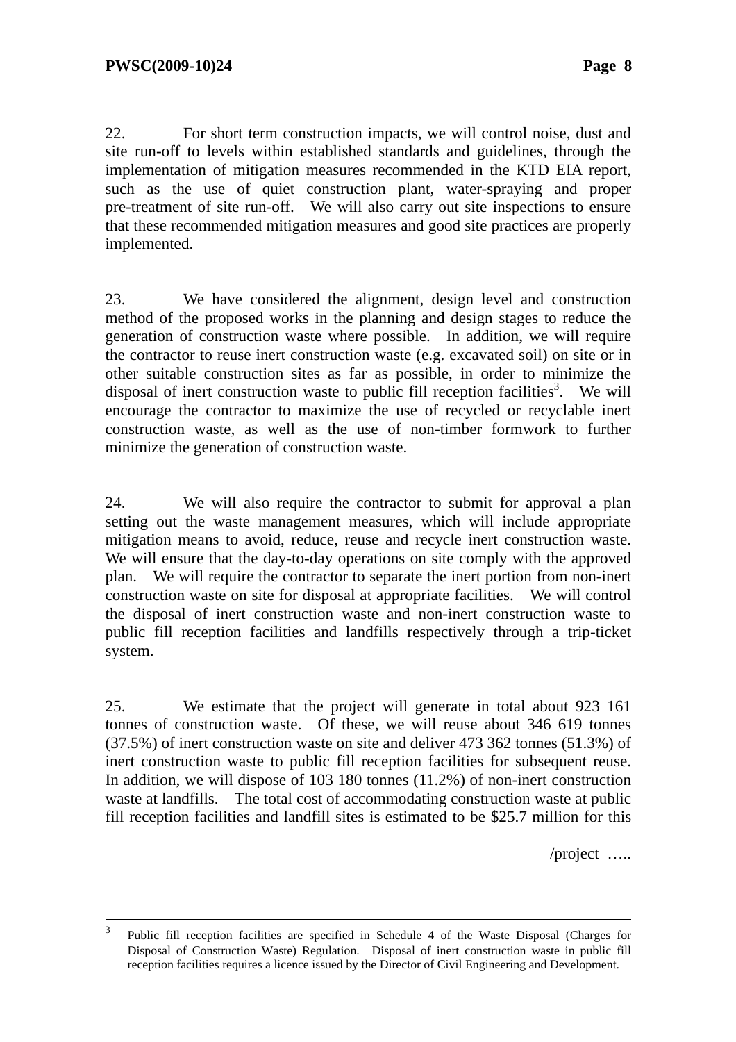22. For short term construction impacts, we will control noise, dust and site run-off to levels within established standards and guidelines, through the implementation of mitigation measures recommended in the KTD EIA report, such as the use of quiet construction plant, water-spraying and proper pre-treatment of site run-off. We will also carry out site inspections to ensure that these recommended mitigation measures and good site practices are properly implemented.

23. We have considered the alignment, design level and construction method of the proposed works in the planning and design stages to reduce the generation of construction waste where possible. In addition, we will require the contractor to reuse inert construction waste (e.g. excavated soil) on site or in other suitable construction sites as far as possible, in order to minimize the disposal of inert construction waste to public fill reception facilities[3]. We will encourage the contractor to maximize the use of recycled or recyclable inert construction waste, as well as the use of non-timber formwork to further minimize the generation of construction waste.

24. We will also require the contractor to submit for approval a plan setting out the waste management measures, which will include appropriate mitigation means to avoid, reduce, reuse and recycle inert construction waste. We will ensure that the day-to-day operations on site comply with the approved plan. We will require the contractor to separate the inert portion from non-inert construction waste on site for disposal at appropriate facilities. We will control the disposal of inert construction waste and non-inert construction waste to public fill reception facilities and landfills respectively through a trip-ticket system.

25. We estimate that the project will generate in total about 923 161 tonnes of construction waste. Of these, we will reuse about 346 619 tonnes (37.5%) of inert construction waste on site and deliver 473 362 tonnes (51.3%) of inert construction waste to public fill reception facilities for subsequent reuse. In addition, we will dispose of 103 180 tonnes (11.2%) of non-inert construction waste at landfills. The total cost of accommodating construction waste at public fill reception facilities and landfill sites is estimated to be $25.7 million for this

/project …..

---

[3] Public fill reception facilities are specified in Schedule 4 of the Waste Disposal (Charges for Disposal of Construction Waste) Regulation. Disposal of inert construction waste in public fill reception facilities requires a licence issued by the Director of Civil Engineering and Development.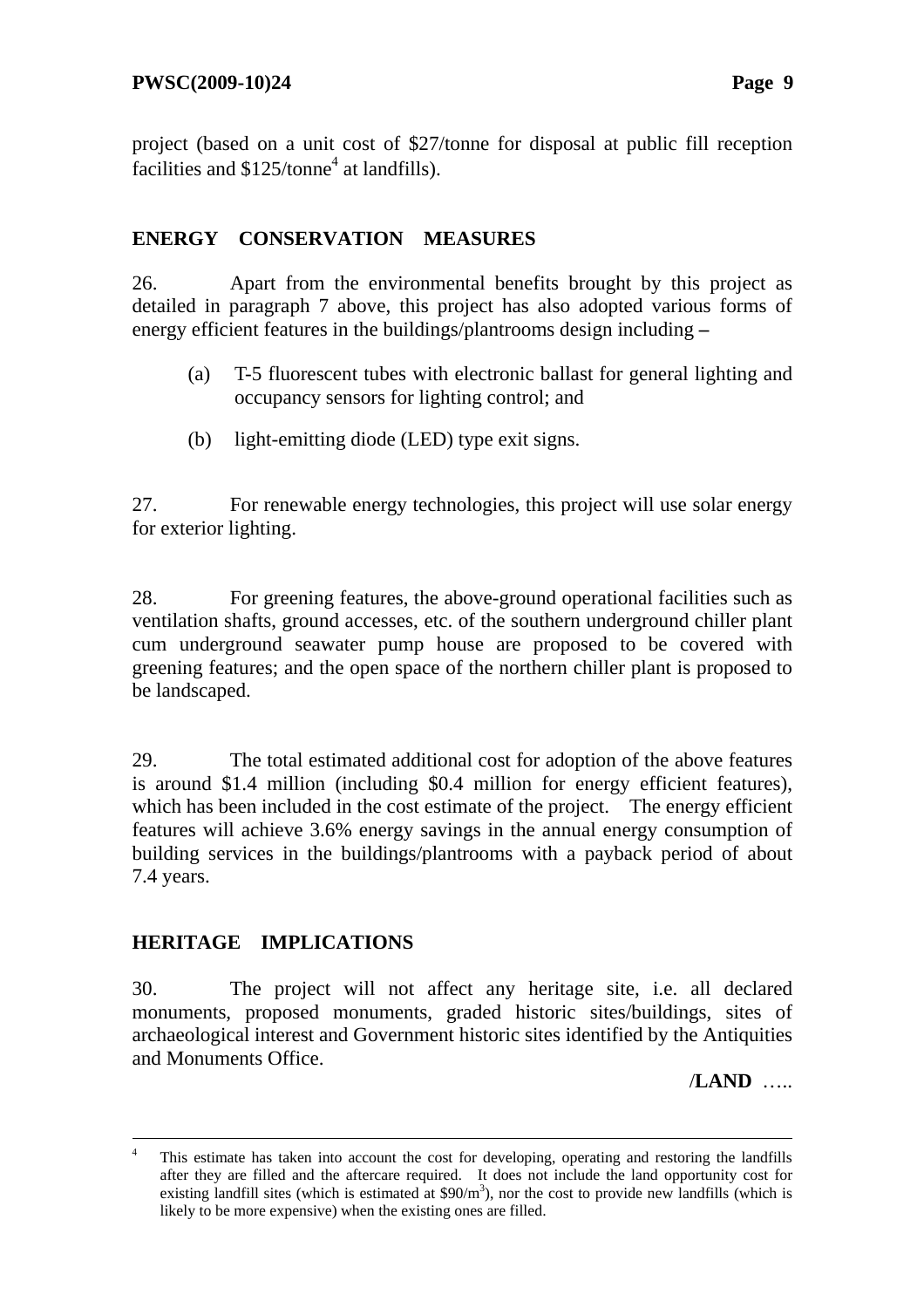project (based on a unit cost of $27/tonne for disposal at public fill reception facilities and $125/tonne[4] at landfills).

## ENERGY CONSERVATION MEASURES

26. Apart from the environmental benefits brought by this project as detailed in paragraph 7 above, this project has also adopted various forms of energy efficient features in the buildings/plantrooms design including –

(a) T-5 fluorescent tubes with electronic ballast for general lighting and occupancy sensors for lighting control; and

(b) light-emitting diode (LED) type exit signs.

27. For renewable energy technologies, this project will use solar energy for exterior lighting.

28. For greening features, the above-ground operational facilities such as ventilation shafts, ground accesses, etc. of the southern underground chiller plant cum underground seawater pump house are proposed to be covered with greening features; and the open space of the northern chiller plant is proposed to be landscaped.

29. The total estimated additional cost for adoption of the above features is around $1.4 million (including $0.4 million for energy efficient features), which has been included in the cost estimate of the project. The energy efficient features will achieve 3.6% energy savings in the annual energy consumption of building services in the buildings/plantrooms with a payback period of about 7.4 years.

## HERITAGE IMPLICATIONS

30. The project will not affect any heritage site, i.e. all declared monuments, proposed monuments, graded historic sites/buildings, sites of archaeological interest and Government historic sites identified by the Antiquities and Monuments Office.

/**LAND** …..

---

[4] This estimate has taken into account the cost for developing, operating and restoring the landfills after they are filled and the aftercare required. It does not include the land opportunity cost for existing landfill sites (which is estimated at $90/m$^3$), nor the cost to provide new landfills (which is likely to be more expensive) when the existing ones are filled.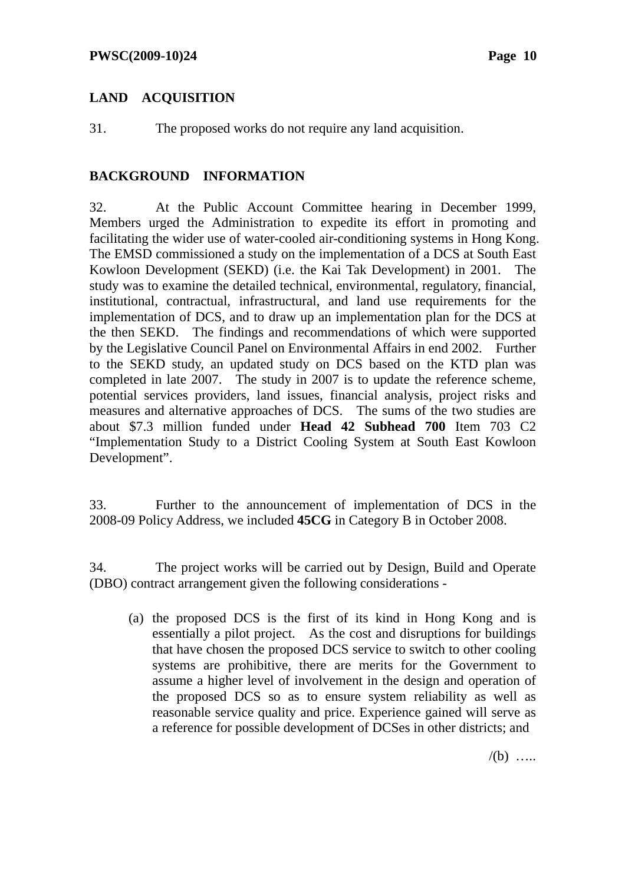## LAND ACQUISITION

31. The proposed works do not require any land acquisition.

## BACKGROUND INFORMATION

32. At the Public Account Committee hearing in December 1999, Members urged the Administration to expedite its effort in promoting and facilitating the wider use of water-cooled air-conditioning systems in Hong Kong. The EMSD commissioned a study on the implementation of a DCS at South East Kowloon Development (SEKD) (i.e. the Kai Tak Development) in 2001. The study was to examine the detailed technical, environmental, regulatory, financial, institutional, contractual, infrastructural, and land use requirements for the implementation of DCS, and to draw up an implementation plan for the DCS at the then SEKD. The findings and recommendations of which were supported by the Legislative Council Panel on Environmental Affairs in end 2002. Further to the SEKD study, an updated study on DCS based on the KTD plan was completed in late 2007. The study in 2007 is to update the reference scheme, potential services providers, land issues, financial analysis, project risks and measures and alternative approaches of DCS. The sums of the two studies are about $7.3 million funded under **Head 42 Subhead 700** Item 703 C2 "Implementation Study to a District Cooling System at South East Kowloon Development".

33. Further to the announcement of implementation of DCS in the 2008-09 Policy Address, we included **45CG** in Category B in October 2008.

34. The project works will be carried out by Design, Build and Operate (DBO) contract arrangement given the following considerations -

(a) the proposed DCS is the first of its kind in Hong Kong and is essentially a pilot project. As the cost and disruptions for buildings that have chosen the proposed DCS service to switch to other cooling systems are prohibitive, there are merits for the Government to assume a higher level of involvement in the design and operation of the proposed DCS so as to ensure system reliability as well as reasonable service quality and price. Experience gained will serve as a reference for possible development of DCSes in other districts; and

/(b) …..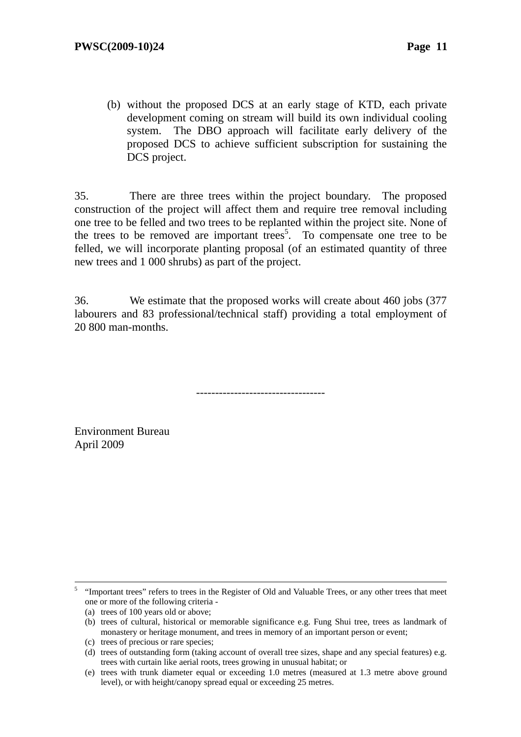(b) without the proposed DCS at an early stage of KTD, each private development coming on stream will build its own individual cooling system. The DBO approach will facilitate early delivery of the proposed DCS to achieve sufficient subscription for sustaining the DCS project.

35. There are three trees within the project boundary. The proposed construction of the project will affect them and require tree removal including one tree to be felled and two trees to be replanted within the project site. None of the trees to be removed are important trees[5]. To compensate one tree to be felled, we will incorporate planting proposal (of an estimated quantity of three new trees and 1 000 shrubs) as part of the project.

36. We estimate that the proposed works will create about 460 jobs (377 labourers and 83 professional/technical staff) providing a total employment of 20 800 man-months.

---------------------------------

Environment Bureau
April 2009

---

[5] "Important trees" refers to trees in the Register of Old and Valuable Trees, or any other trees that meet one or more of the following criteria -

(a) trees of 100 years old or above;
(b) trees of cultural, historical or memorable significance e.g. Fung Shui tree, trees as landmark of monastery or heritage monument, and trees in memory of an important person or event;
(c) trees of precious or rare species;
(d) trees of outstanding form (taking account of overall tree sizes, shape and any special features) e.g. trees with curtain like aerial roots, trees growing in unusual habitat; or
(e) trees with trunk diameter equal or exceeding 1.0 metres (measured at 1.3 metre above ground level), or with height/canopy spread equal or exceeding 25 metres.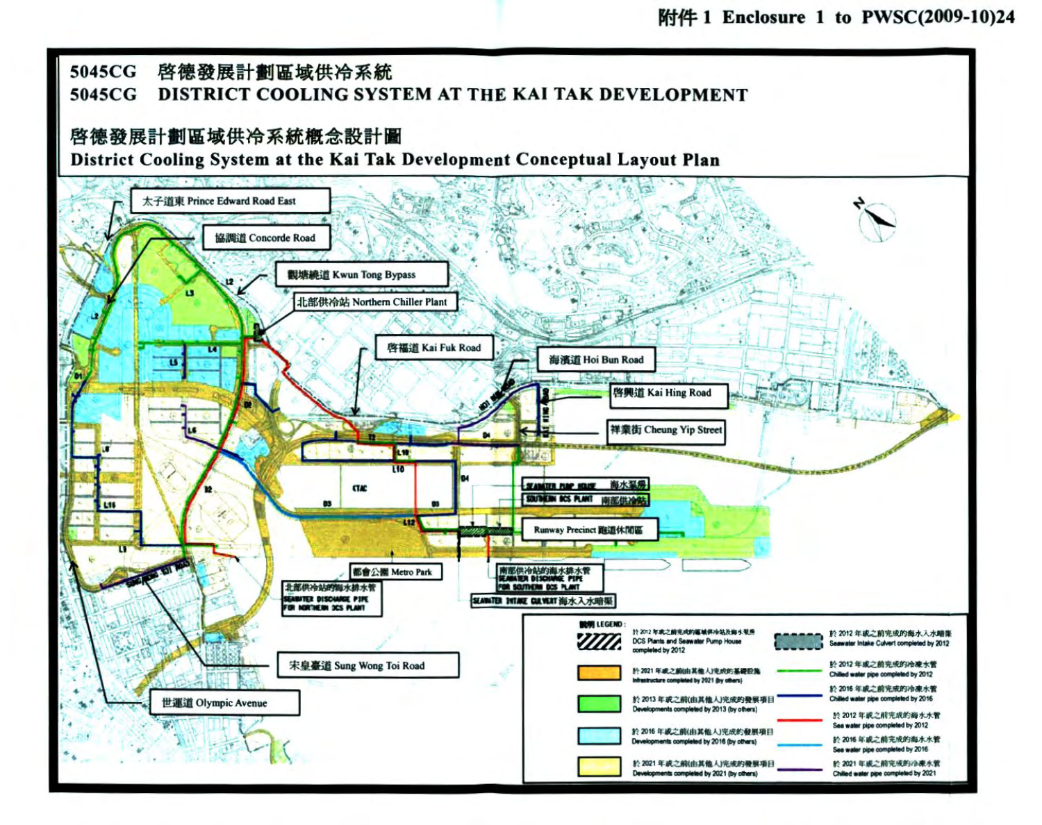附件 1 Enclosure 1 to PWSC(2009-10)24

# 5045CG 啓德發展計劃區域供冷系統

# 5045CG DISTRICT COOLING SYSTEM AT THE KAI TAK DEVELOPMENT

## 啓德發展計劃區域供冷系統概念設計圖

## District Cooling System at the Kai Tak Development Conceptual Layout Plan

太子道東 Prince Edward Road East

協調道 Concorde Road

觀塘繞道 Kwun Tong Bypass

北部供冷站 Northern Chiller Plant

啓福道 Kai Fuk Road

海濱道 Hoi Bun Road

啓興道 Kai Hing Road

祥業街 Cheung Yip Street

SEAWATER PUMP HOUSE 海水泵房

SOUTHERN DCS PLANT 南部供冷站

Runway Precinct 跑道休閒區

都會公園 Metro Park

北部供冷站的海水排水管 SEAWATER DISCHARGE PIPE FOR NORTHERN DCS PLANT

南部供冷站的海水排水管 SEAWATER DISCHARGE PIPE FOR SOUTHERN DCS PLANT

SEAWATER INTAKE CULVERT 海水入水暗渠

宋皇臺道 Sung Wong Toi Road

世運道 Olympic Avenue

CTAC

圖例 LEGEND:

- 於 2012 年或之前完成的區域供冷站及海水泵房 DCS Plants and Seawater Pump House completed by 2012
- 於 2021 年或之前(由其他人)完成的基礎設施 Infrastructure completed by 2021 (by others)
- 於 2013 年或之前(由其他人)完成的發展項目 Developments completed by 2013 (by others)
- 於 2016 年或之前(由其他人)完成的發展項目 Developments completed by 2016 (by others)
- 於 2021 年或之前(由其他人)完成的發展項目 Developments completed by 2021 (by others)
- 於 2012 年或之前完成的海水入水暗渠 Seawater Intake Culvert completed by 2012
- 於 2012 年或之前完成的冷凍水管 Chilled water pipe completed by 2012
- 於 2016 年或之前完成的冷凍水管 Chilled water pipe completed by 2016
- 於 2012 年或之前完成的海水水管 Sea water pipe completed by 2012
- 於 2016 年或之前完成的海水水管 Sea water pipe completed by 2016
- 於 2021 年或之前完成的冷凍水管 Chilled water pipe completed by 2021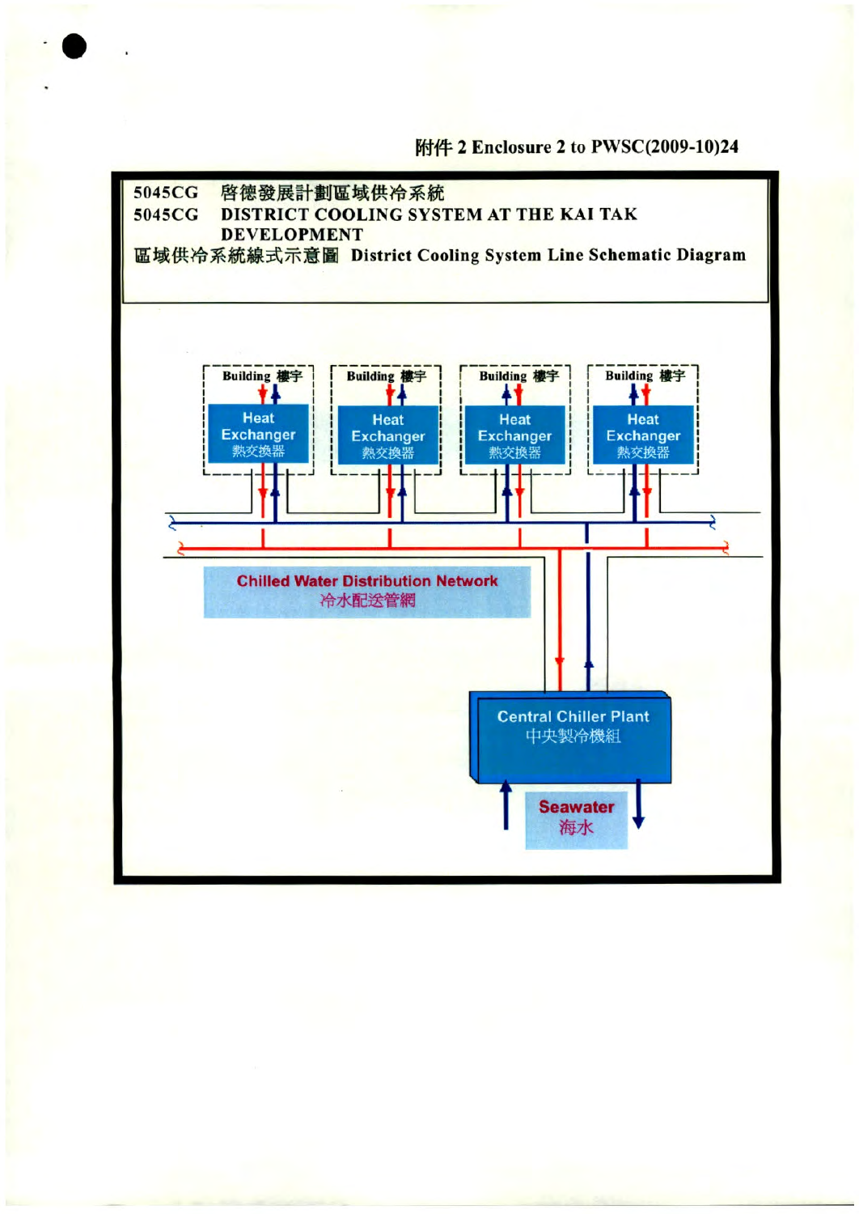附件 2 Enclosure 2 to PWSC(2009-10)24

**5045CG 啓德發展計劃區域供冷系統**

**5045CG DISTRICT COOLING SYSTEM AT THE KAI TAK DEVELOPMENT**

**區域供冷系統線式示意圖 District Cooling System Line Schematic Diagram**

Building 樓宇

Heat Exchanger 熱交換器

Building 樓宇

Heat Exchanger 熱交換器

Building 樓宇

Heat Exchanger 熱交換器

Building 樓宇

Heat Exchanger 熱交換器

Chilled Water Distribution Network 冷水配送管網

Central Chiller Plant 中央製冷機組

Seawater 海水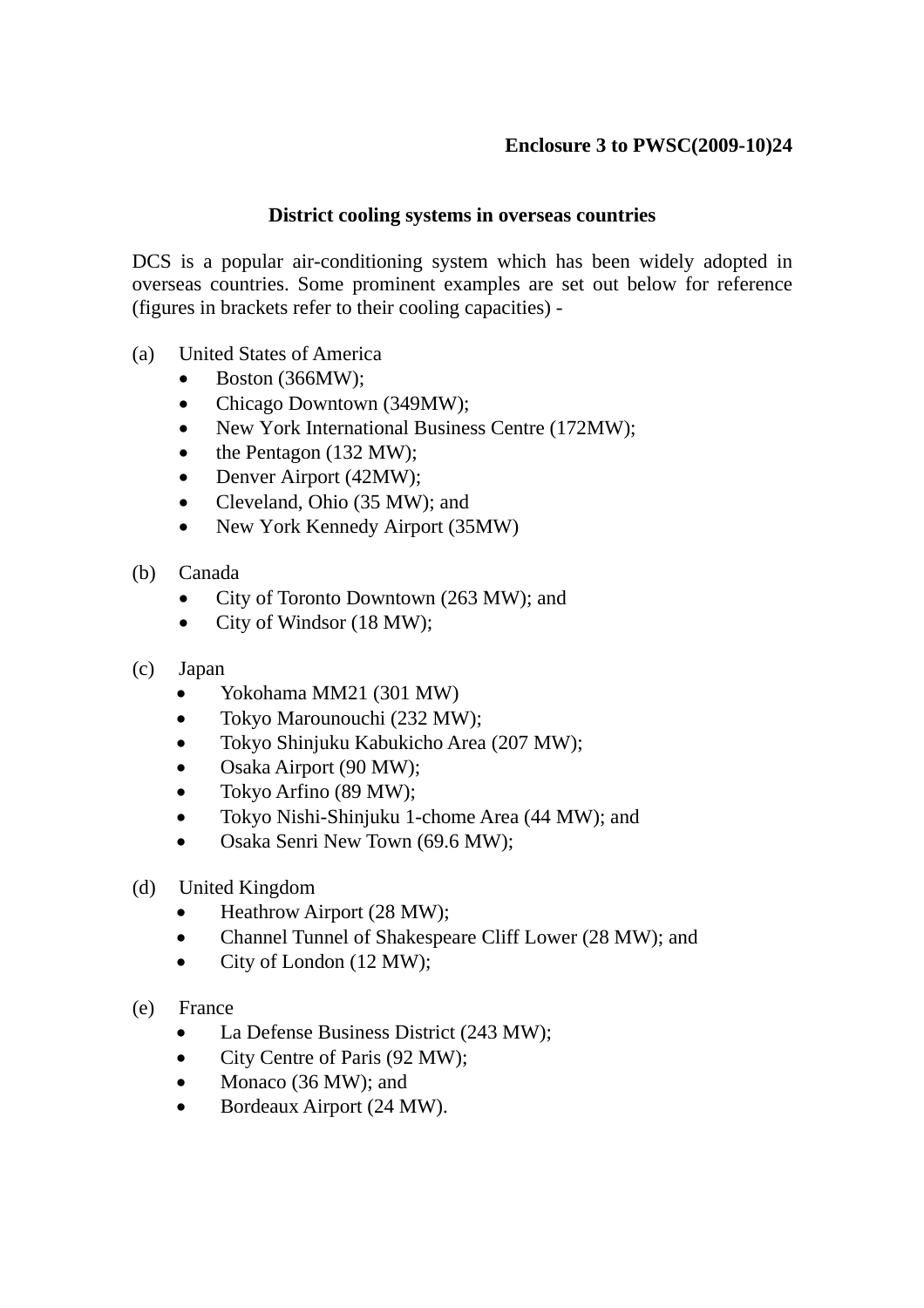**Enclosure 3 to PWSC(2009-10)24**

**District cooling systems in overseas countries**

DCS is a popular air-conditioning system which has been widely adopted in overseas countries. Some prominent examples are set out below for reference (figures in brackets refer to their cooling capacities) -

(a) United States of America

- Boston (366MW);
- Chicago Downtown (349MW);
- New York International Business Centre (172MW);
- the Pentagon (132 MW);
- Denver Airport (42MW);
- Cleveland, Ohio (35 MW); and
- New York Kennedy Airport (35MW)

(b) Canada

- City of Toronto Downtown (263 MW); and
- City of Windsor (18 MW);

(c) Japan

- Yokohama MM21 (301 MW)
- Tokyo Marounouchi (232 MW);
- Tokyo Shinjuku Kabukicho Area (207 MW);
- Osaka Airport (90 MW);
- Tokyo Arfino (89 MW);
- Tokyo Nishi-Shinjuku 1-chome Area (44 MW); and
- Osaka Senri New Town (69.6 MW);

(d) United Kingdom

- Heathrow Airport (28 MW);
- Channel Tunnel of Shakespeare Cliff Lower (28 MW); and
- City of London (12 MW);

(e) France

- La Defense Business District (243 MW);
- City Centre of Paris (92 MW);
- Monaco (36 MW); and
- Bordeaux Airport (24 MW).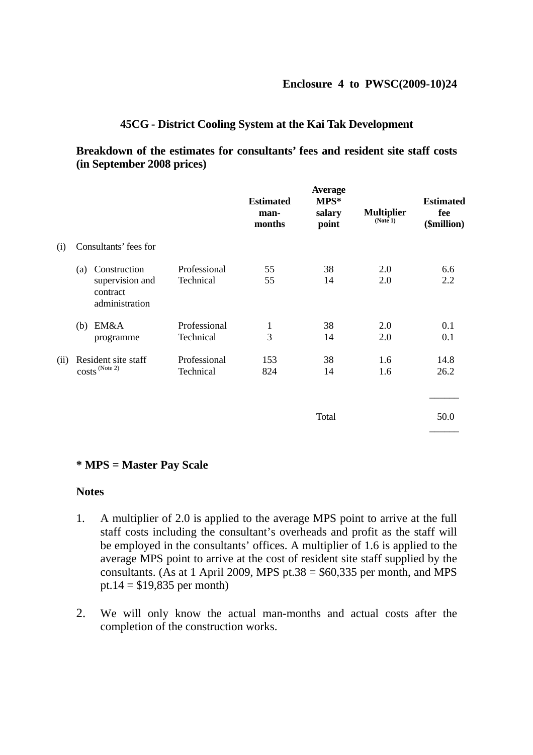**Enclosure 4 to PWSC(2009-10)24**

## 45CG - District Cooling System at the Kai Tak Development

**Breakdown of the estimates for consultants' fees and resident site staff costs (in September 2008 prices)**

| | | | Estimated man-months | Average MPS* salary point | Multiplier (Note 1) | Estimated fee ($million) |
|---|---|---|---|---|---|---|
| (i) | Consultants' fees for | | | | | |
| | (a) Construction supervision and contract administration | Professional | 55 | 38 | 2.0 | 6.6 |
| | | Technical | 55 | 14 | 2.0 | 2.2 |
| | (b) EM&A programme | Professional | 1 | 38 | 2.0 | 0.1 |
| | | Technical | 3 | 14 | 2.0 | 0.1 |
| (ii) | Resident site staff costs (Note 2) | Professional | 153 | 38 | 1.6 | 14.8 |
| | | Technical | 824 | 14 | 1.6 | 26.2 |
| | | | | Total | | 50.0 |

**\* MPS = Master Pay Scale**

**Notes**

1. A multiplier of 2.0 is applied to the average MPS point to arrive at the full staff costs including the consultant's overheads and profit as the staff will be employed in the consultants' offices. A multiplier of 1.6 is applied to the average MPS point to arrive at the cost of resident site staff supplied by the consultants. (As at 1 April 2009, MPS pt.38 = $60,335 per month, and MPS pt.14 = $19,835 per month)

2. We will only know the actual man-months and actual costs after the completion of the construction works.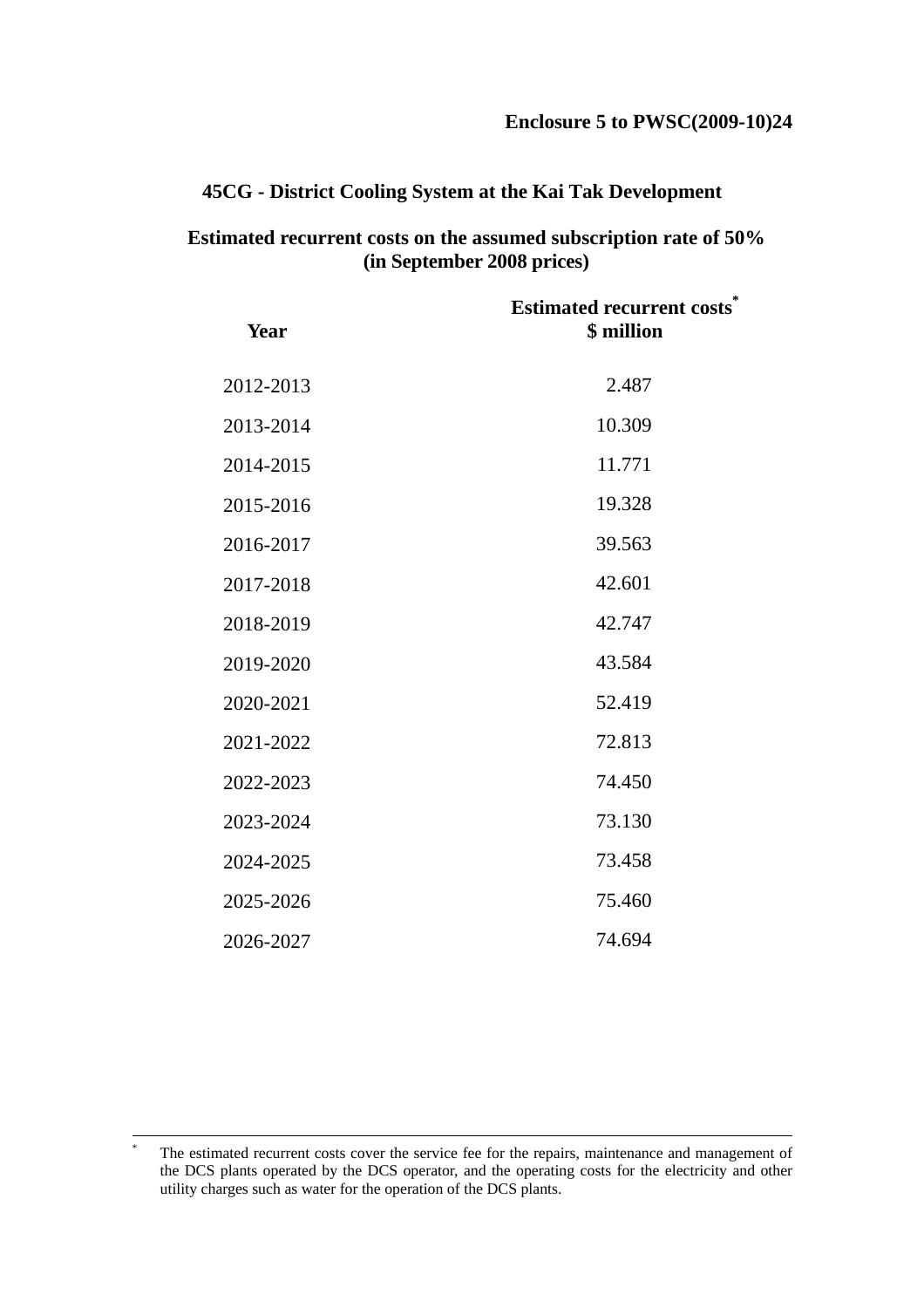**Enclosure 5 to PWSC(2009-10)24**

## 45CG - District Cooling System at the Kai Tak Development

**Estimated recurrent costs on the assumed subscription rate of 50%**
**(in September 2008 prices)**

| Year | Estimated recurrent costs* $ million |
|---|---|
| 2012-2013 | 2.487 |
| 2013-2014 | 10.309 |
| 2014-2015 | 11.771 |
| 2015-2016 | 19.328 |
| 2016-2017 | 39.563 |
| 2017-2018 | 42.601 |
| 2018-2019 | 42.747 |
| 2019-2020 | 43.584 |
| 2020-2021 | 52.419 |
| 2021-2022 | 72.813 |
| 2022-2023 | 74.450 |
| 2023-2024 | 73.130 |
| 2024-2025 | 73.458 |
| 2025-2026 | 75.460 |
| 2026-2027 | 74.694 |

---

\* The estimated recurrent costs cover the service fee for the repairs, maintenance and management of the DCS plants operated by the DCS operator, and the operating costs for the electricity and other utility charges such as water for the operation of the DCS plants.